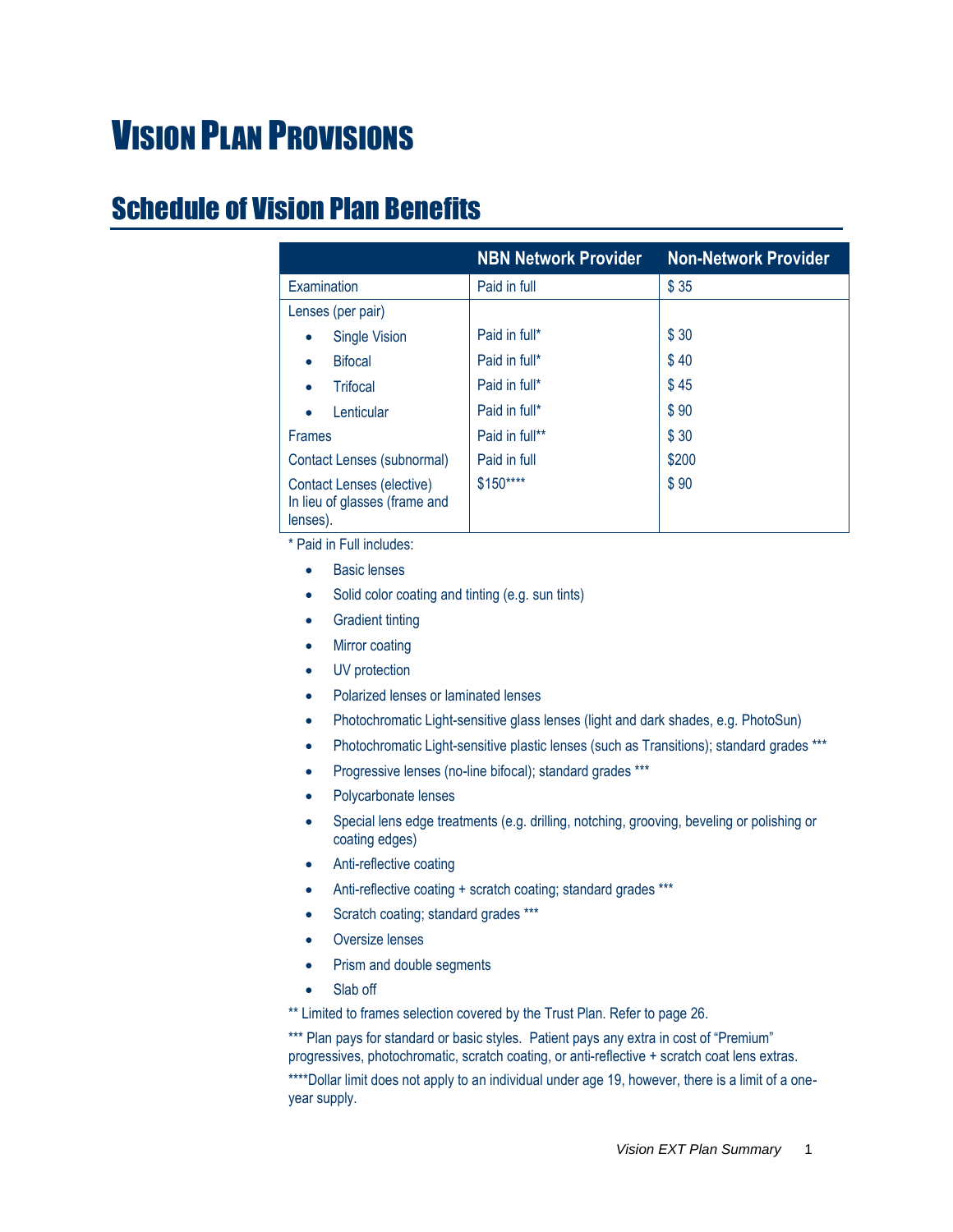# Vision Plan Provisions

## Schedule of Vision Plan Benefits

| | NBN Network Provider | Non-Network Provider |
|---|---|---|
| Examination | Paid in full | $ 35 |
| Lenses (per pair) | | |
| • Single Vision | Paid in full* | $ 30 |
| • Bifocal | Paid in full* | $ 40 |
| • Trifocal | Paid in full* | $ 45 |
| • Lenticular | Paid in full* | $ 90 |
| Frames | Paid in full** | $ 30 |
| Contact Lenses (subnormal) | Paid in full | $200 |
| Contact Lenses (elective) In lieu of glasses (frame and lenses). | $150**** | $ 90 |

* Paid in Full includes:

- Basic lenses
- Solid color coating and tinting (e.g. sun tints)
- Gradient tinting
- Mirror coating
- UV protection
- Polarized lenses or laminated lenses
- Photochromatic Light-sensitive glass lenses (light and dark shades, e.g. PhotoSun)
- Photochromatic Light-sensitive plastic lenses (such as Transitions); standard grades ***
- Progressive lenses (no-line bifocal); standard grades ***
- Polycarbonate lenses
- Special lens edge treatments (e.g. drilling, notching, grooving, beveling or polishing or coating edges)
- Anti-reflective coating
- Anti-reflective coating + scratch coating; standard grades ***
- Scratch coating; standard grades ***
- Oversize lenses
- Prism and double segments
- Slab off

** Limited to frames selection covered by the Trust Plan. Refer to page 26.

*** Plan pays for standard or basic styles. Patient pays any extra in cost of "Premium" progressives, photochromatic, scratch coating, or anti-reflective + scratch coat lens extras.

****Dollar limit does not apply to an individual under age 19, however, there is a limit of a one-year supply.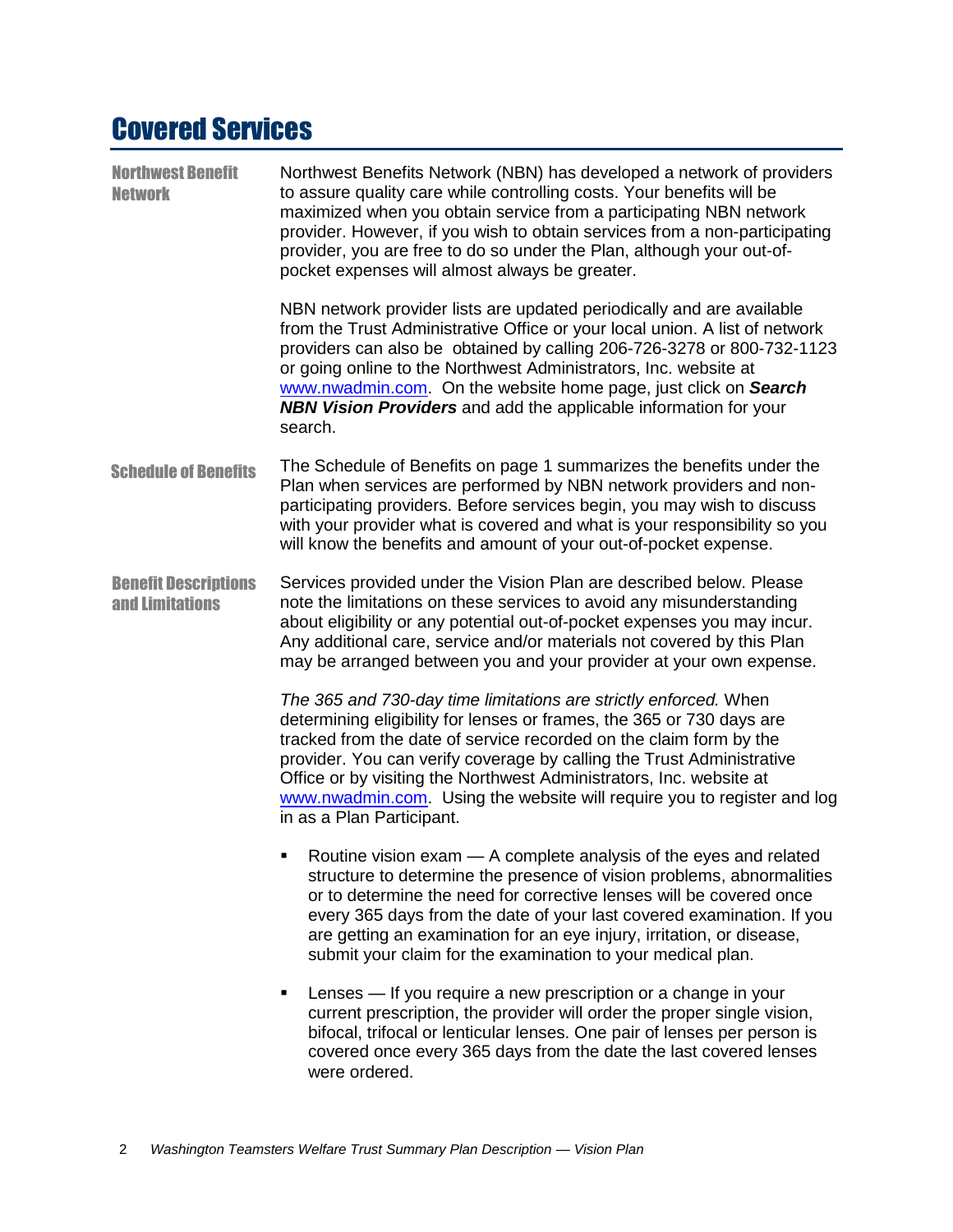# Covered Services

### Northwest Benefit Network

Northwest Benefits Network (NBN) has developed a network of providers to assure quality care while controlling costs. Your benefits will be maximized when you obtain service from a participating NBN network provider. However, if you wish to obtain services from a non-participating provider, you are free to do so under the Plan, although your out-of-pocket expenses will almost always be greater.

NBN network provider lists are updated periodically and are available from the Trust Administrative Office or your local union. A list of network providers can also be obtained by calling 206-726-3278 or 800-732-1123 or going online to the Northwest Administrators, Inc. website at www.nwadmin.com. On the website home page, just click on ***Search NBN Vision Providers*** and add the applicable information for your search.

### Schedule of Benefits

The Schedule of Benefits on page 1 summarizes the benefits under the Plan when services are performed by NBN network providers and non-participating providers. Before services begin, you may wish to discuss with your provider what is covered and what is your responsibility so you will know the benefits and amount of your out-of-pocket expense.

### Benefit Descriptions and Limitations

Services provided under the Vision Plan are described below. Please note the limitations on these services to avoid any misunderstanding about eligibility or any potential out-of-pocket expenses you may incur. Any additional care, service and/or materials not covered by this Plan may be arranged between you and your provider at your own expense.

*The 365 and 730-day time limitations are strictly enforced.* When determining eligibility for lenses or frames, the 365 or 730 days are tracked from the date of service recorded on the claim form by the provider. You can verify coverage by calling the Trust Administrative Office or by visiting the Northwest Administrators, Inc. website at www.nwadmin.com. Using the website will require you to register and log in as a Plan Participant.

- Routine vision exam — A complete analysis of the eyes and related structure to determine the presence of vision problems, abnormalities or to determine the need for corrective lenses will be covered once every 365 days from the date of your last covered examination. If you are getting an examination for an eye injury, irritation, or disease, submit your claim for the examination to your medical plan.
- Lenses — If you require a new prescription or a change in your current prescription, the provider will order the proper single vision, bifocal, trifocal or lenticular lenses. One pair of lenses per person is covered once every 365 days from the date the last covered lenses were ordered.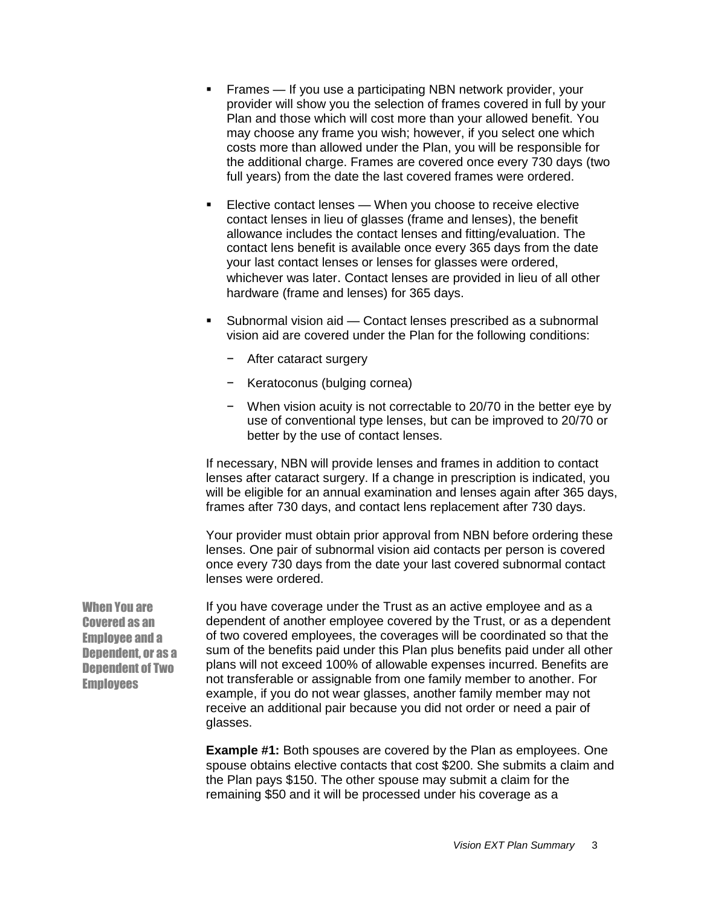- Frames — If you use a participating NBN network provider, your provider will show you the selection of frames covered in full by your Plan and those which will cost more than your allowed benefit. You may choose any frame you wish; however, if you select one which costs more than allowed under the Plan, you will be responsible for the additional charge. Frames are covered once every 730 days (two full years) from the date the last covered frames were ordered.
- Elective contact lenses — When you choose to receive elective contact lenses in lieu of glasses (frame and lenses), the benefit allowance includes the contact lenses and fitting/evaluation. The contact lens benefit is available once every 365 days from the date your last contact lenses or lenses for glasses were ordered, whichever was later. Contact lenses are provided in lieu of all other hardware (frame and lenses) for 365 days.
- Subnormal vision aid — Contact lenses prescribed as a subnormal vision aid are covered under the Plan for the following conditions:
  - After cataract surgery
  - Keratoconus (bulging cornea)
  - When vision acuity is not correctable to 20/70 in the better eye by use of conventional type lenses, but can be improved to 20/70 or better by the use of contact lenses.

If necessary, NBN will provide lenses and frames in addition to contact lenses after cataract surgery. If a change in prescription is indicated, you will be eligible for an annual examination and lenses again after 365 days, frames after 730 days, and contact lens replacement after 730 days.

Your provider must obtain prior approval from NBN before ordering these lenses. One pair of subnormal vision aid contacts per person is covered once every 730 days from the date your last covered subnormal contact lenses were ordered.

### When You are Covered as an Employee and a Dependent, or as a Dependent of Two Employees

If you have coverage under the Trust as an active employee and as a dependent of another employee covered by the Trust, or as a dependent of two covered employees, the coverages will be coordinated so that the sum of the benefits paid under this Plan plus benefits paid under all other plans will not exceed 100% of allowable expenses incurred. Benefits are not transferable or assignable from one family member to another. For example, if you do not wear glasses, another family member may not receive an additional pair because you did not order or need a pair of glasses.

**Example #1:** Both spouses are covered by the Plan as employees. One spouse obtains elective contacts that cost $200. She submits a claim and the Plan pays $150. The other spouse may submit a claim for the remaining $50 and it will be processed under his coverage as a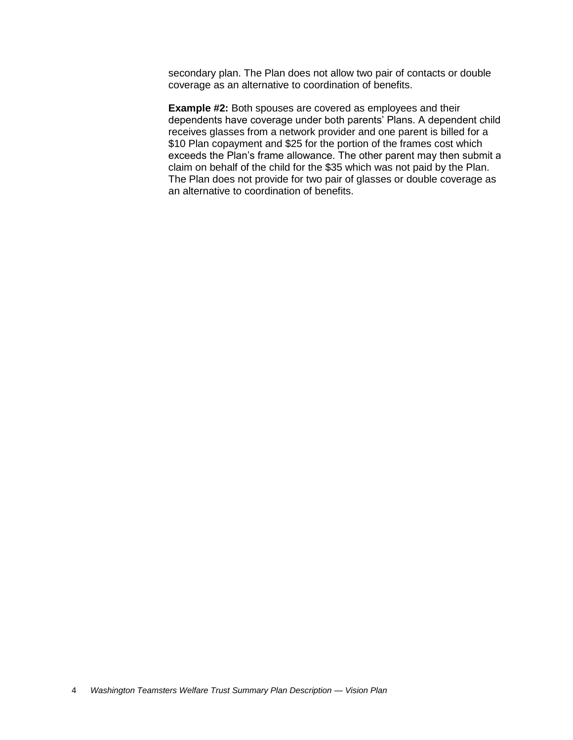secondary plan. The Plan does not allow two pair of contacts or double coverage as an alternative to coordination of benefits.

**Example #2:** Both spouses are covered as employees and their dependents have coverage under both parents' Plans. A dependent child receives glasses from a network provider and one parent is billed for a $10 Plan copayment and $25 for the portion of the frames cost which exceeds the Plan's frame allowance. The other parent may then submit a claim on behalf of the child for the $35 which was not paid by the Plan. The Plan does not provide for two pair of glasses or double coverage as an alternative to coordination of benefits.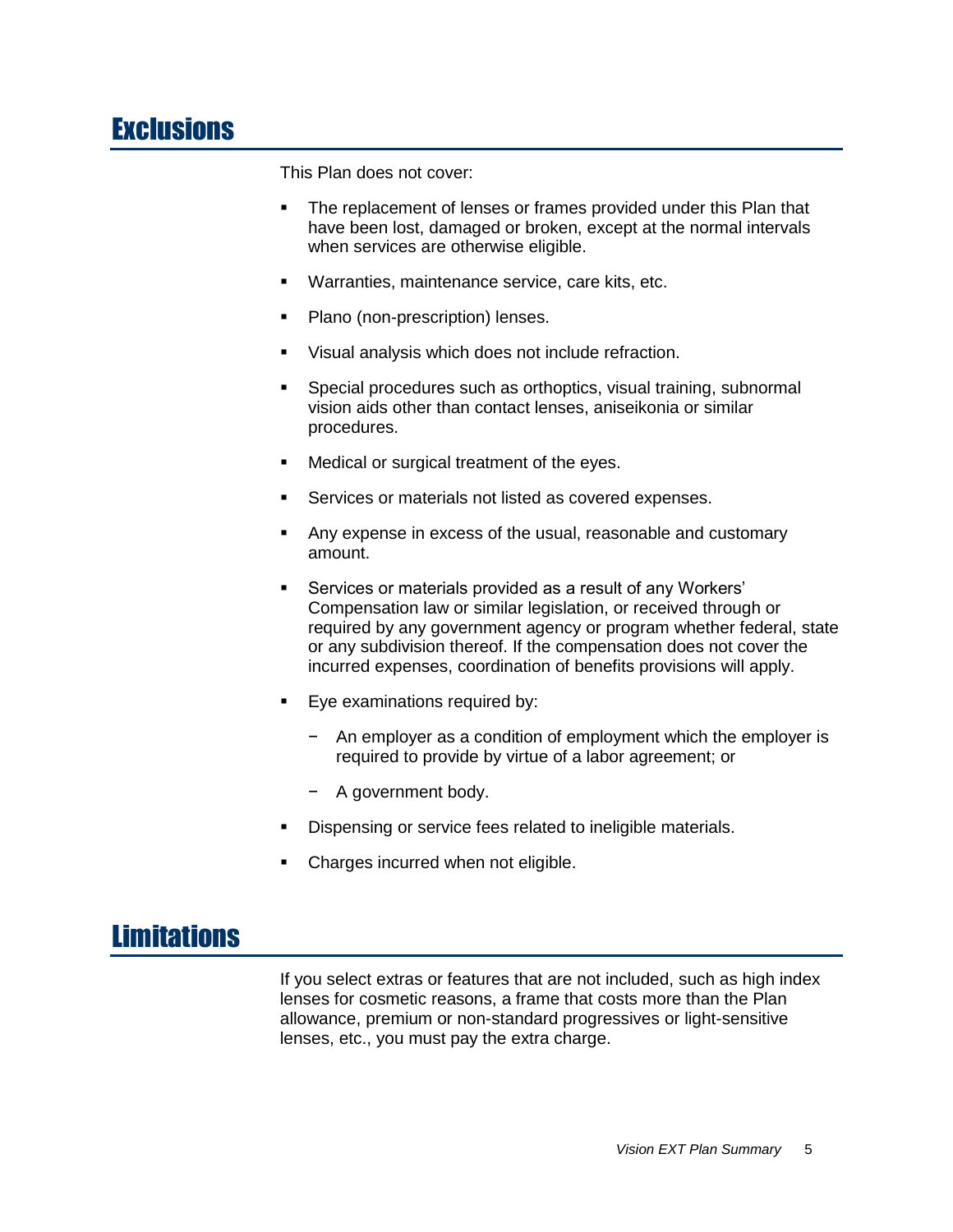## Exclusions

This Plan does not cover:

- The replacement of lenses or frames provided under this Plan that have been lost, damaged or broken, except at the normal intervals when services are otherwise eligible.
- Warranties, maintenance service, care kits, etc.
- Plano (non-prescription) lenses.
- Visual analysis which does not include refraction.
- Special procedures such as orthoptics, visual training, subnormal vision aids other than contact lenses, aniseikonia or similar procedures.
- Medical or surgical treatment of the eyes.
- Services or materials not listed as covered expenses.
- Any expense in excess of the usual, reasonable and customary amount.
- Services or materials provided as a result of any Workers' Compensation law or similar legislation, or received through or required by any government agency or program whether federal, state or any subdivision thereof. If the compensation does not cover the incurred expenses, coordination of benefits provisions will apply.
- Eye examinations required by:
  - An employer as a condition of employment which the employer is required to provide by virtue of a labor agreement; or
  - A government body.
- Dispensing or service fees related to ineligible materials.
- Charges incurred when not eligible.

## Limitations

If you select extras or features that are not included, such as high index lenses for cosmetic reasons, a frame that costs more than the Plan allowance, premium or non-standard progressives or light-sensitive lenses, etc., you must pay the extra charge.